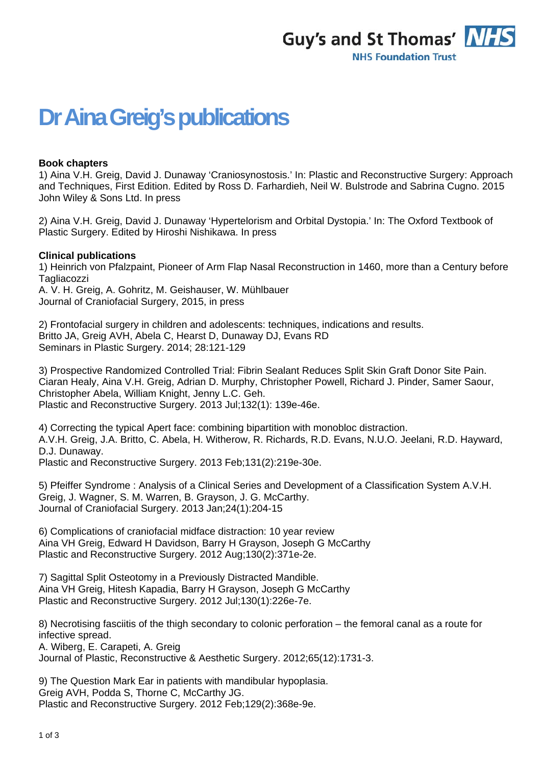Guy's and St Thomas' NHS

NHS Foundation Trust

# Dr Aina Greig's publications

**Book chapters**

1) Aina V.H. Greig, David J. Dunaway 'Craniosynostosis.' In: Plastic and Reconstructive Surgery: Approach and Techniques, First Edition. Edited by Ross D. Farhardieh, Neil W. Bulstrode and Sabrina Cugno. 2015 John Wiley & Sons Ltd. In press

2) Aina V.H. Greig, David J. Dunaway 'Hypertelorism and Orbital Dystopia.' In: The Oxford Textbook of Plastic Surgery. Edited by Hiroshi Nishikawa. In press

**Clinical publications**

1) Heinrich von Pfalzpaint, Pioneer of Arm Flap Nasal Reconstruction in 1460, more than a Century before Tagliacozzi
A. V. H. Greig, A. Gohritz, M. Geishauser, W. Mühlbauer
Journal of Craniofacial Surgery, 2015, in press

2) Frontofacial surgery in children and adolescents: techniques, indications and results.
Britto JA, Greig AVH, Abela C, Hearst D, Dunaway DJ, Evans RD
Seminars in Plastic Surgery. 2014; 28:121-129

3) Prospective Randomized Controlled Trial: Fibrin Sealant Reduces Split Skin Graft Donor Site Pain.
Ciaran Healy, Aina V.H. Greig, Adrian D. Murphy, Christopher Powell, Richard J. Pinder, Samer Saour, Christopher Abela, William Knight, Jenny L.C. Geh.
Plastic and Reconstructive Surgery. 2013 Jul;132(1): 139e-46e.

4) Correcting the typical Apert face: combining bipartition with monobloc distraction.
A.V.H. Greig, J.A. Britto, C. Abela, H. Witherow, R. Richards, R.D. Evans, N.U.O. Jeelani, R.D. Hayward, D.J. Dunaway.
Plastic and Reconstructive Surgery. 2013 Feb;131(2):219e-30e.

5) Pfeiffer Syndrome : Analysis of a Clinical Series and Development of a Classification System A.V.H. Greig, J. Wagner, S. M. Warren, B. Grayson, J. G. McCarthy.
Journal of Craniofacial Surgery. 2013 Jan;24(1):204-15

6) Complications of craniofacial midface distraction: 10 year review
Aina VH Greig, Edward H Davidson, Barry H Grayson, Joseph G McCarthy
Plastic and Reconstructive Surgery. 2012 Aug;130(2):371e-2e.

7) Sagittal Split Osteotomy in a Previously Distracted Mandible.
Aina VH Greig, Hitesh Kapadia, Barry H Grayson, Joseph G McCarthy
Plastic and Reconstructive Surgery. 2012 Jul;130(1):226e-7e.

8) Necrotising fasciitis of the thigh secondary to colonic perforation – the femoral canal as a route for infective spread.
A. Wiberg, E. Carapeti, A. Greig
Journal of Plastic, Reconstructive & Aesthetic Surgery. 2012;65(12):1731-3.

9) The Question Mark Ear in patients with mandibular hypoplasia.
Greig AVH, Podda S, Thorne C, McCarthy JG.
Plastic and Reconstructive Surgery. 2012 Feb;129(2):368e-9e.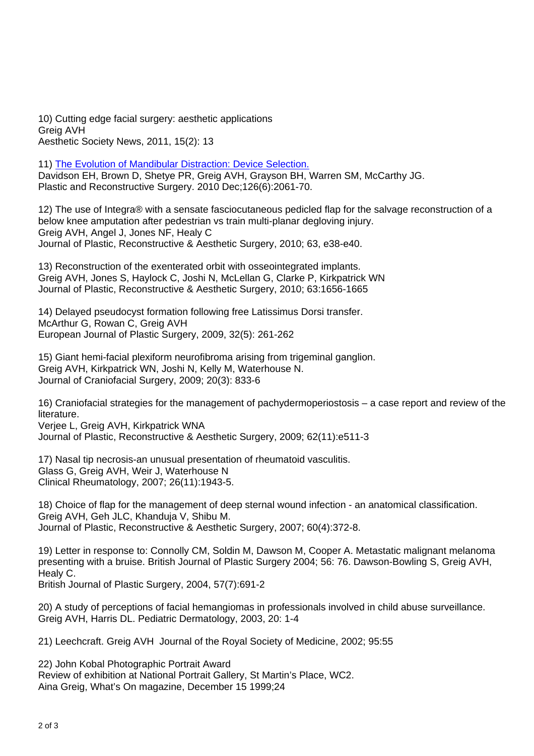10) Cutting edge facial surgery: aesthetic applications
Greig AVH
Aesthetic Society News, 2011, 15(2): 13

11) [The Evolution of Mandibular Distraction: Device Selection.]()
Davidson EH, Brown D, Shetye PR, Greig AVH, Grayson BH, Warren SM, McCarthy JG.
Plastic and Reconstructive Surgery. 2010 Dec;126(6):2061-70.

12) The use of Integra® with a sensate fasciocutaneous pedicled flap for the salvage reconstruction of a below knee amputation after pedestrian vs train multi-planar degloving injury.
Greig AVH, Angel J, Jones NF, Healy C
Journal of Plastic, Reconstructive & Aesthetic Surgery, 2010; 63, e38-e40.

13) Reconstruction of the exenterated orbit with osseointegrated implants.
Greig AVH, Jones S, Haylock C, Joshi N, McLellan G, Clarke P, Kirkpatrick WN
Journal of Plastic, Reconstructive & Aesthetic Surgery, 2010; 63:1656-1665

14) Delayed pseudocyst formation following free Latissimus Dorsi transfer.
McArthur G, Rowan C, Greig AVH
European Journal of Plastic Surgery, 2009, 32(5): 261-262

15) Giant hemi-facial plexiform neurofibroma arising from trigeminal ganglion.
Greig AVH, Kirkpatrick WN, Joshi N, Kelly M, Waterhouse N.
Journal of Craniofacial Surgery, 2009; 20(3): 833-6

16) Craniofacial strategies for the management of pachydermoperiostosis – a case report and review of the literature.
Verjee L, Greig AVH, Kirkpatrick WNA
Journal of Plastic, Reconstructive & Aesthetic Surgery, 2009; 62(11):e511-3

17) Nasal tip necrosis-an unusual presentation of rheumatoid vasculitis.
Glass G, Greig AVH, Weir J, Waterhouse N
Clinical Rheumatology, 2007; 26(11):1943-5.

18) Choice of flap for the management of deep sternal wound infection - an anatomical classification.
Greig AVH, Geh JLC, Khanduja V, Shibu M.
Journal of Plastic, Reconstructive & Aesthetic Surgery, 2007; 60(4):372-8.

19) Letter in response to: Connolly CM, Soldin M, Dawson M, Cooper A. Metastatic malignant melanoma presenting with a bruise. British Journal of Plastic Surgery 2004; 56: 76. Dawson-Bowling S, Greig AVH, Healy C.
British Journal of Plastic Surgery, 2004, 57(7):691-2

20) A study of perceptions of facial hemangiomas in professionals involved in child abuse surveillance.
Greig AVH, Harris DL. Pediatric Dermatology, 2003, 20: 1-4

21) Leechcraft. Greig AVH Journal of the Royal Society of Medicine, 2002; 95:55

22) John Kobal Photographic Portrait Award
Review of exhibition at National Portrait Gallery, St Martin's Place, WC2.
Aina Greig, What's On magazine, December 15 1999;24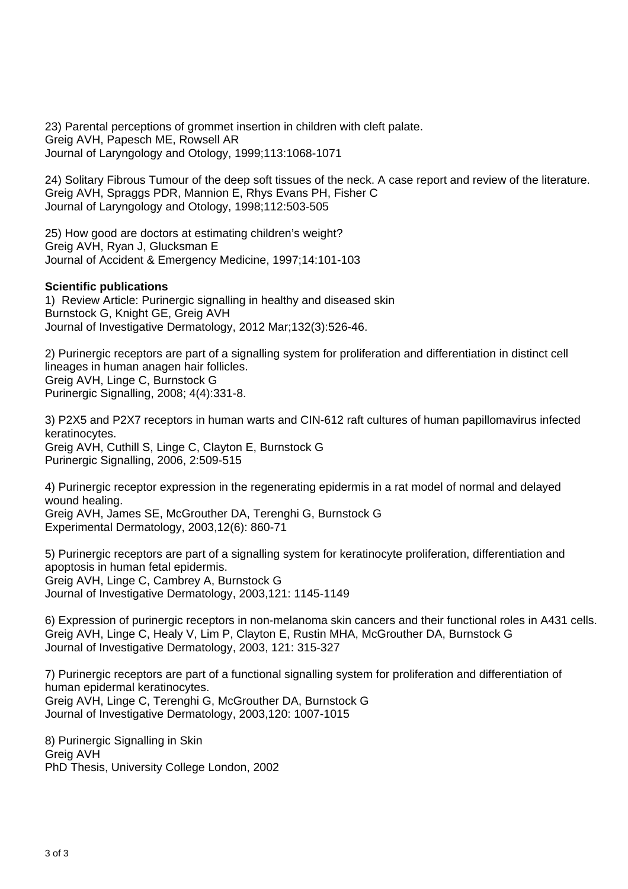23) Parental perceptions of grommet insertion in children with cleft palate.
Greig AVH, Papesch ME, Rowsell AR
Journal of Laryngology and Otology, 1999;113:1068-1071

24) Solitary Fibrous Tumour of the deep soft tissues of the neck. A case report and review of the literature.
Greig AVH, Spraggs PDR, Mannion E, Rhys Evans PH, Fisher C
Journal of Laryngology and Otology, 1998;112:503-505

25) How good are doctors at estimating children's weight?
Greig AVH, Ryan J, Glucksman E
Journal of Accident & Emergency Medicine, 1997;14:101-103

**Scientific publications**

1) Review Article: Purinergic signalling in healthy and diseased skin
Burnstock G, Knight GE, Greig AVH
Journal of Investigative Dermatology, 2012 Mar;132(3):526-46.

2) Purinergic receptors are part of a signalling system for proliferation and differentiation in distinct cell lineages in human anagen hair follicles.
Greig AVH, Linge C, Burnstock G
Purinergic Signalling, 2008; 4(4):331-8.

3) P2X5 and P2X7 receptors in human warts and CIN-612 raft cultures of human papillomavirus infected keratinocytes.
Greig AVH, Cuthill S, Linge C, Clayton E, Burnstock G
Purinergic Signalling, 2006, 2:509-515

4) Purinergic receptor expression in the regenerating epidermis in a rat model of normal and delayed wound healing.
Greig AVH, James SE, McGrouther DA, Terenghi G, Burnstock G
Experimental Dermatology, 2003,12(6): 860-71

5) Purinergic receptors are part of a signalling system for keratinocyte proliferation, differentiation and apoptosis in human fetal epidermis.
Greig AVH, Linge C, Cambrey A, Burnstock G
Journal of Investigative Dermatology, 2003,121: 1145-1149

6) Expression of purinergic receptors in non-melanoma skin cancers and their functional roles in A431 cells.
Greig AVH, Linge C, Healy V, Lim P, Clayton E, Rustin MHA, McGrouther DA, Burnstock G
Journal of Investigative Dermatology, 2003, 121: 315-327

7) Purinergic receptors are part of a functional signalling system for proliferation and differentiation of human epidermal keratinocytes.
Greig AVH, Linge C, Terenghi G, McGrouther DA, Burnstock G
Journal of Investigative Dermatology, 2003,120: 1007-1015

8) Purinergic Signalling in Skin
Greig AVH
PhD Thesis, University College London, 2002